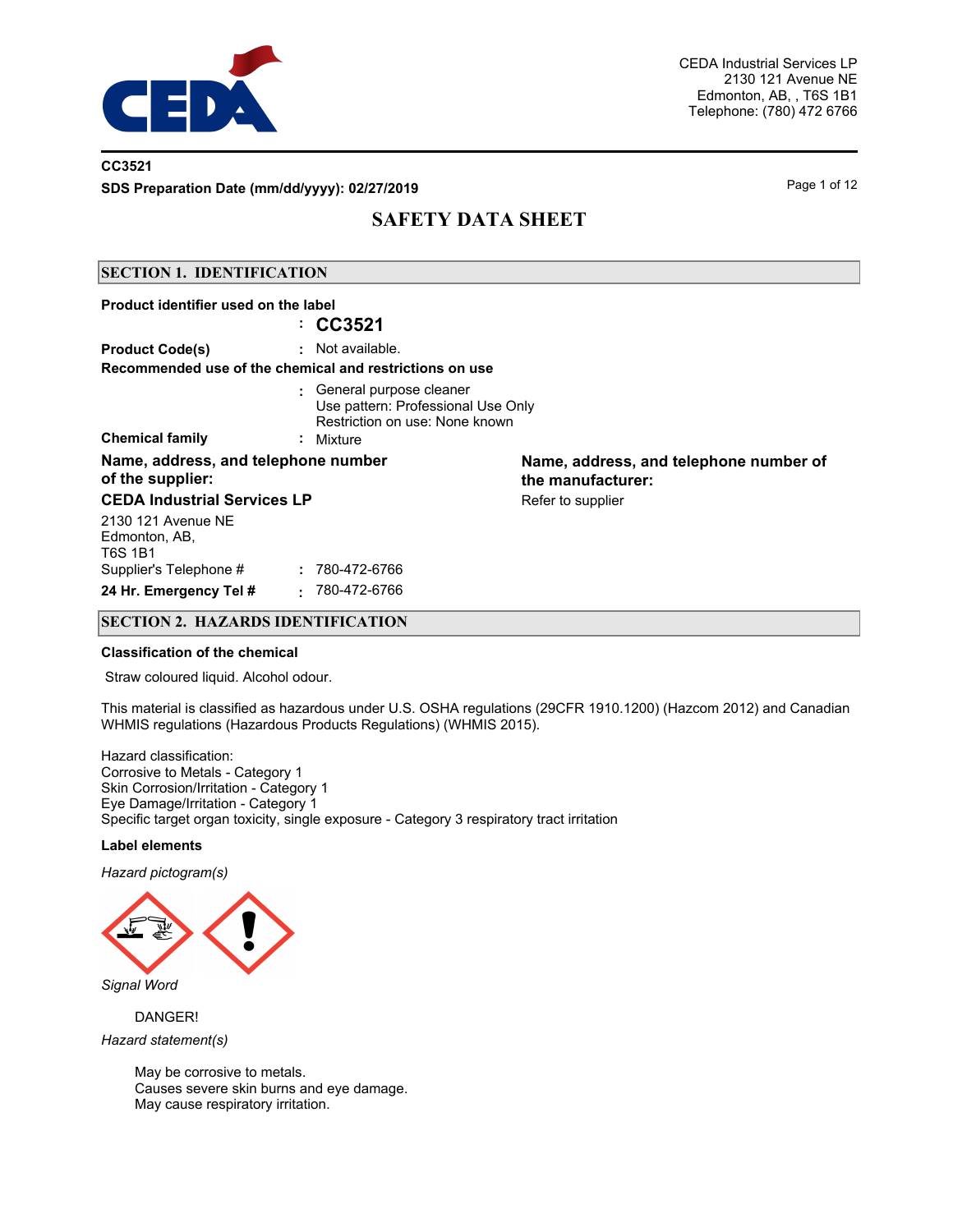CEDA Industrial Services LP
2130 121 Avenue NE
Edmonton, AB, , T6S 1B1
Telephone: (780) 472 6766

**CC3521**

**SDS Preparation Date (mm/dd/yyyy): 02/27/2019**

# SAFETY DATA SHEET

## SECTION 1. IDENTIFICATION

**Product identifier used on the label**

: **CC3521**

**Product Code(s)** : Not available.

**Recommended use of the chemical and restrictions on use**

: General purpose cleaner
Use pattern: Professional Use Only
Restriction on use: None known

**Chemical family** : Mixture

**Name, address, and telephone number of the supplier:**

**CEDA Industrial Services LP**

2130 121 Avenue NE
Edmonton, AB,
T6S 1B1

Supplier's Telephone # : 780-472-6766

**24 Hr. Emergency Tel #** : 780-472-6766

**Name, address, and telephone number of the manufacturer:**

Refer to supplier

## SECTION 2. HAZARDS IDENTIFICATION

**Classification of the chemical**

Straw coloured liquid. Alcohol odour.

This material is classified as hazardous under U.S. OSHA regulations (29CFR 1910.1200) (Hazcom 2012) and Canadian WHMIS regulations (Hazardous Products Regulations) (WHMIS 2015).

Hazard classification:
Corrosive to Metals - Category 1
Skin Corrosion/Irritation - Category 1
Eye Damage/Irritation - Category 1
Specific target organ toxicity, single exposure - Category 3 respiratory tract irritation

**Label elements**

*Hazard pictogram(s)*

*Signal Word*

DANGER!

*Hazard statement(s)*

May be corrosive to metals.
Causes severe skin burns and eye damage.
May cause respiratory irritation.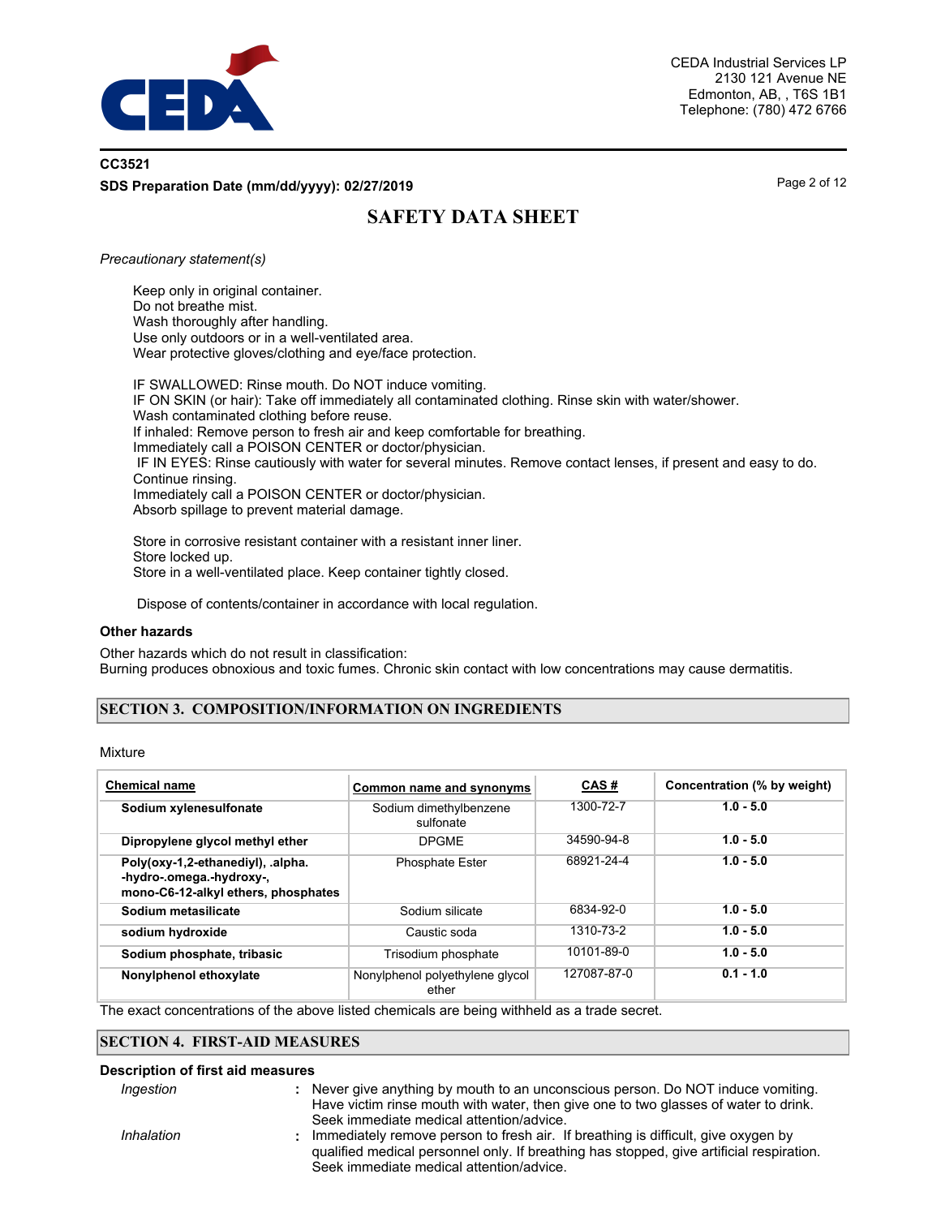*Precautionary statement(s)*

Keep only in original container.
Do not breathe mist.
Wash thoroughly after handling.
Use only outdoors or in a well-ventilated area.
Wear protective gloves/clothing and eye/face protection.

IF SWALLOWED: Rinse mouth. Do NOT induce vomiting.
IF ON SKIN (or hair): Take off immediately all contaminated clothing. Rinse skin with water/shower.
Wash contaminated clothing before reuse.
If inhaled: Remove person to fresh air and keep comfortable for breathing.
Immediately call a POISON CENTER or doctor/physician.
IF IN EYES: Rinse cautiously with water for several minutes. Remove contact lenses, if present and easy to do. Continue rinsing.
Immediately call a POISON CENTER or doctor/physician.
Absorb spillage to prevent material damage.

Store in corrosive resistant container with a resistant inner liner.
Store locked up.
Store in a well-ventilated place. Keep container tightly closed.

Dispose of contents/container in accordance with local regulation.

### Other hazards

Other hazards which do not result in classification:
Burning produces obnoxious and toxic fumes. Chronic skin contact with low concentrations may cause dermatitis.

## SECTION 3. COMPOSITION/INFORMATION ON INGREDIENTS

Mixture

| Chemical name | Common name and synonyms | CAS # | Concentration (% by weight) |
|---|---|---|---|
| **Sodium xylenesulfonate** | Sodium dimethylbenzene sulfonate | 1300-72-7 | **1.0 - 5.0** |
| **Dipropylene glycol methyl ether** | DPGME | 34590-94-8 | **1.0 - 5.0** |
| **Poly(oxy-1,2-ethanediyl), .alpha. -hydro-.omega.-hydroxy-, mono-C6-12-alkyl ethers, phosphates** | Phosphate Ester | 68921-24-4 | **1.0 - 5.0** |
| **Sodium metasilicate** | Sodium silicate | 6834-92-0 | **1.0 - 5.0** |
| **sodium hydroxide** | Caustic soda | 1310-73-2 | **1.0 - 5.0** |
| **Sodium phosphate, tribasic** | Trisodium phosphate | 10101-89-0 | **1.0 - 5.0** |
| **Nonylphenol ethoxylate** | Nonylphenol polyethylene glycol ether | 127087-87-0 | **0.1 - 1.0** |

The exact concentrations of the above listed chemicals are being withheld as a trade secret.

## SECTION 4. FIRST-AID MEASURES

### Description of first aid measures

*Ingestion* : Never give anything by mouth to an unconscious person. Do NOT induce vomiting. Have victim rinse mouth with water, then give one to two glasses of water to drink. Seek immediate medical attention/advice.

*Inhalation* : Immediately remove person to fresh air. If breathing is difficult, give oxygen by qualified medical personnel only. If breathing has stopped, give artificial respiration. Seek immediate medical attention/advice.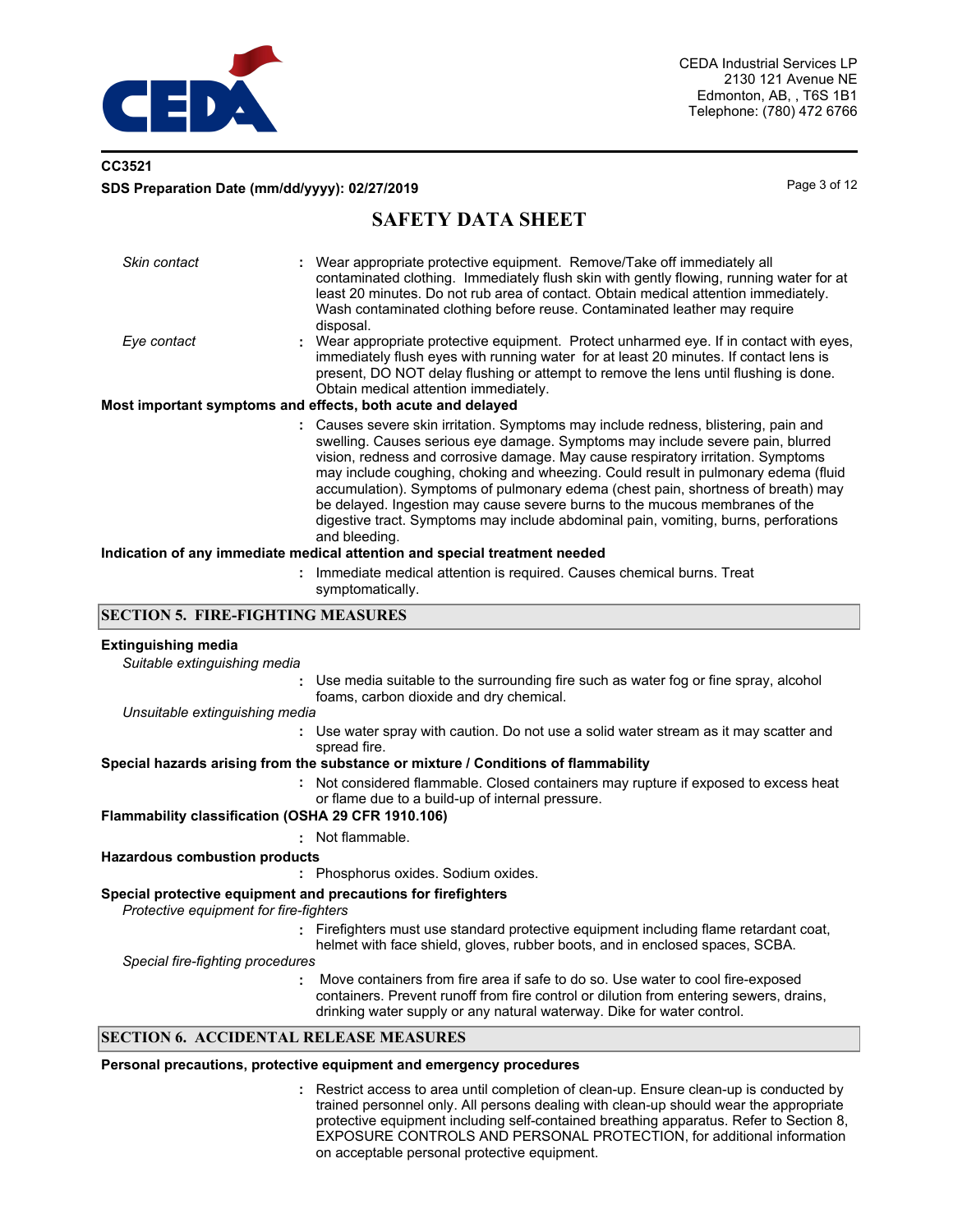*Skin contact* : Wear appropriate protective equipment. Remove/Take off immediately all contaminated clothing. Immediately flush skin with gently flowing, running water for at least 20 minutes. Do not rub area of contact. Obtain medical attention immediately. Wash contaminated clothing before reuse. Contaminated leather may require disposal.

*Eye contact* : Wear appropriate protective equipment. Protect unharmed eye. If in contact with eyes, immediately flush eyes with running water for at least 20 minutes. If contact lens is present, DO NOT delay flushing or attempt to remove the lens until flushing is done. Obtain medical attention immediately.

**Most important symptoms and effects, both acute and delayed**

: Causes severe skin irritation. Symptoms may include redness, blistering, pain and swelling. Causes serious eye damage. Symptoms may include severe pain, blurred vision, redness and corrosive damage. May cause respiratory irritation. Symptoms may include coughing, choking and wheezing. Could result in pulmonary edema (fluid accumulation). Symptoms of pulmonary edema (chest pain, shortness of breath) may be delayed. Ingestion may cause severe burns to the mucous membranes of the digestive tract. Symptoms may include abdominal pain, vomiting, burns, perforations and bleeding.

**Indication of any immediate medical attention and special treatment needed**

: Immediate medical attention is required. Causes chemical burns. Treat symptomatically.

## SECTION 5. FIRE-FIGHTING MEASURES

**Extinguishing media**

*Suitable extinguishing media*

: Use media suitable to the surrounding fire such as water fog or fine spray, alcohol foams, carbon dioxide and dry chemical.

*Unsuitable extinguishing media*

: Use water spray with caution. Do not use a solid water stream as it may scatter and spread fire.

**Special hazards arising from the substance or mixture / Conditions of flammability**

: Not considered flammable. Closed containers may rupture if exposed to excess heat or flame due to a build-up of internal pressure.

**Flammability classification (OSHA 29 CFR 1910.106)**

: Not flammable.

**Hazardous combustion products**

: Phosphorus oxides. Sodium oxides.

**Special protective equipment and precautions for firefighters**

*Protective equipment for fire-fighters*

: Firefighters must use standard protective equipment including flame retardant coat, helmet with face shield, gloves, rubber boots, and in enclosed spaces, SCBA.

*Special fire-fighting procedures*

: Move containers from fire area if safe to do so. Use water to cool fire-exposed containers. Prevent runoff from fire control or dilution from entering sewers, drains, drinking water supply or any natural waterway. Dike for water control.

## SECTION 6. ACCIDENTAL RELEASE MEASURES

**Personal precautions, protective equipment and emergency procedures**

: Restrict access to area until completion of clean-up. Ensure clean-up is conducted by trained personnel only. All persons dealing with clean-up should wear the appropriate protective equipment including self-contained breathing apparatus. Refer to Section 8, EXPOSURE CONTROLS AND PERSONAL PROTECTION, for additional information on acceptable personal protective equipment.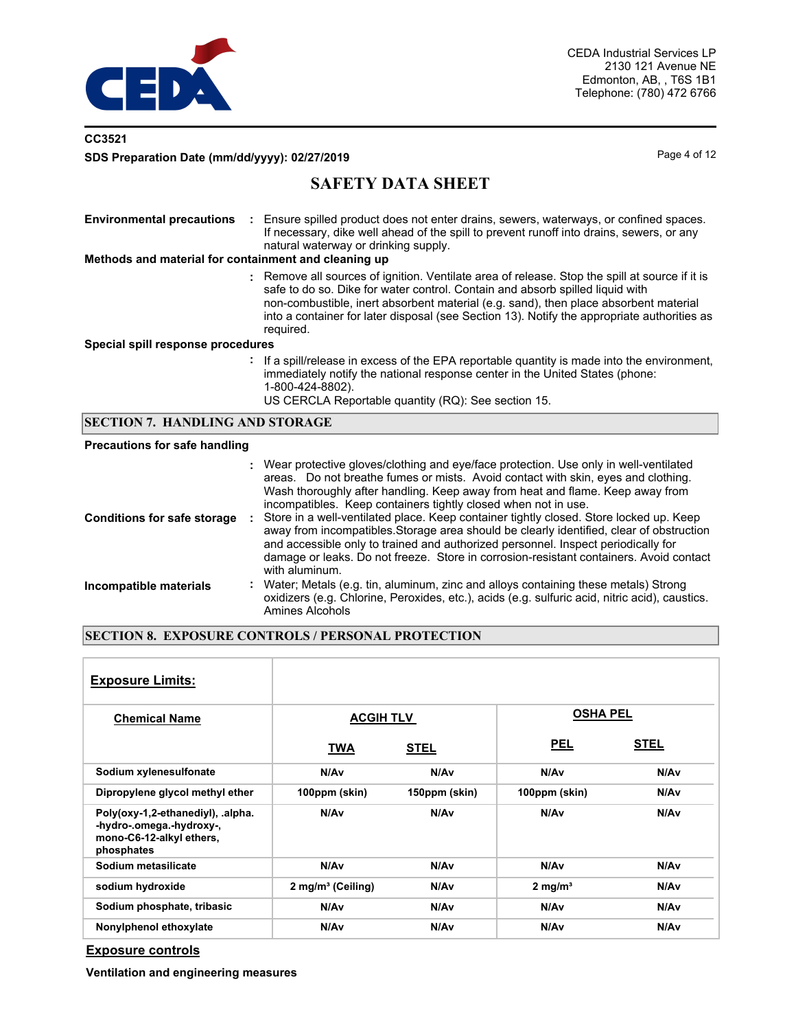**Environmental precautions** : Ensure spilled product does not enter drains, sewers, waterways, or confined spaces. If necessary, dike well ahead of the spill to prevent runoff into drains, sewers, or any natural waterway or drinking supply.

**Methods and material for containment and cleaning up**

: Remove all sources of ignition. Ventilate area of release. Stop the spill at source if it is safe to do so. Dike for water control. Contain and absorb spilled liquid with non-combustible, inert absorbent material (e.g. sand), then place absorbent material into a container for later disposal (see Section 13). Notify the appropriate authorities as required.

**Special spill response procedures**

: If a spill/release in excess of the EPA reportable quantity is made into the environment, immediately notify the national response center in the United States (phone: 1-800-424-8802).
US CERCLA Reportable quantity (RQ): See section 15.

## SECTION 7. HANDLING AND STORAGE

**Precautions for safe handling**

: Wear protective gloves/clothing and eye/face protection. Use only in well-ventilated areas. Do not breathe fumes or mists. Avoid contact with skin, eyes and clothing. Wash thoroughly after handling. Keep away from heat and flame. Keep away from incompatibles. Keep containers tightly closed when not in use.

**Conditions for safe storage** : Store in a well-ventilated place. Keep container tightly closed. Store locked up. Keep away from incompatibles.Storage area should be clearly identified, clear of obstruction and accessible only to trained and authorized personnel. Inspect periodically for damage or leaks. Do not freeze. Store in corrosion-resistant containers. Avoid contact with aluminum.

**Incompatible materials** : Water; Metals (e.g. tin, aluminum, zinc and alloys containing these metals) Strong oxidizers (e.g. Chlorine, Peroxides, etc.), acids (e.g. sulfuric acid, nitric acid), caustics. Amines Alcohols

## SECTION 8. EXPOSURE CONTROLS / PERSONAL PROTECTION

**Exposure Limits:**

| Chemical Name | ACGIH TLV | | OSHA PEL | |
|---|---|---|---|---|
| | TWA | STEL | PEL | STEL |
| Sodium xylenesulfonate | N/Av | N/Av | N/Av | N/Av |
| Dipropylene glycol methyl ether | 100ppm (skin) | 150ppm (skin) | 100ppm (skin) | N/Av |
| Poly(oxy-1,2-ethanediyl), .alpha. -hydro-.omega.-hydroxy-, mono-C6-12-alkyl ethers, phosphates | N/Av | N/Av | N/Av | N/Av |
| Sodium metasilicate | N/Av | N/Av | N/Av | N/Av |
| sodium hydroxide | 2 mg/m³ (Ceiling) | N/Av | 2 mg/m³ | N/Av |
| Sodium phosphate, tribasic | N/Av | N/Av | N/Av | N/Av |
| Nonylphenol ethoxylate | N/Av | N/Av | N/Av | N/Av |

**Exposure controls**

**Ventilation and engineering measures**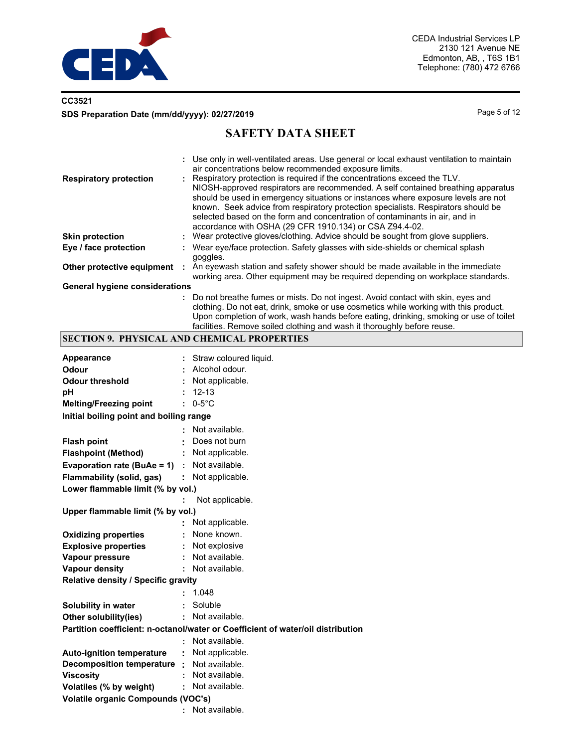| | |
|---|---|
| | Use only in well-ventilated areas. Use general or local exhaust ventilation to maintain air concentrations below recommended exposure limits. |
| **Respiratory protection** | Respiratory protection is required if the concentrations exceed the TLV. NIOSH-approved respirators are recommended. A self contained breathing apparatus should be used in emergency situations or instances where exposure levels are not known. Seek advice from respiratory protection specialists. Respirators should be selected based on the form and concentration of contaminants in air, and in accordance with OSHA (29 CFR 1910.134) or CSA Z94.4-02. |
| **Skin protection** | Wear protective gloves/clothing. Advice should be sought from glove suppliers. |
| **Eye / face protection** | Wear eye/face protection. Safety glasses with side-shields or chemical splash goggles. |
| **Other protective equipment** | An eyewash station and safety shower should be made available in the immediate working area. Other equipment may be required depending on workplace standards. |
| **General hygiene considerations** | Do not breathe fumes or mists. Do not ingest. Avoid contact with skin, eyes and clothing. Do not eat, drink, smoke or use cosmetics while working with this product. Upon completion of work, wash hands before eating, drinking, smoking or use of toilet facilities. Remove soiled clothing and wash it thoroughly before reuse. |

## SECTION 9. PHYSICAL AND CHEMICAL PROPERTIES

| | |
|---|---|
| **Appearance** | Straw coloured liquid. |
| **Odour** | Alcohol odour. |
| **Odour threshold** | Not applicable. |
| **pH** | 12-13 |
| **Melting/Freezing point** | 0-5°C |
| **Initial boiling point and boiling range** | Not available. |
| **Flash point** | Does not burn |
| **Flashpoint (Method)** | Not applicable. |
| **Evaporation rate (BuAe = 1)** | Not available. |
| **Flammability (solid, gas)** | Not applicable. |
| **Lower flammable limit (% by vol.)** | Not applicable. |
| **Upper flammable limit (% by vol.)** | Not applicable. |
| **Oxidizing properties** | None known. |
| **Explosive properties** | Not explosive |
| **Vapour pressure** | Not available. |
| **Vapour density** | Not available. |
| **Relative density / Specific gravity** | 1.048 |
| **Solubility in water** | Soluble |
| **Other solubility(ies)** | Not available. |
| **Partition coefficient: n-octanol/water or Coefficient of water/oil distribution** | Not available. |
| **Auto-ignition temperature** | Not applicable. |
| **Decomposition temperature** | Not available. |
| **Viscosity** | Not available. |
| **Volatiles (% by weight)** | Not available. |
| **Volatile organic Compounds (VOC's)** | Not available. |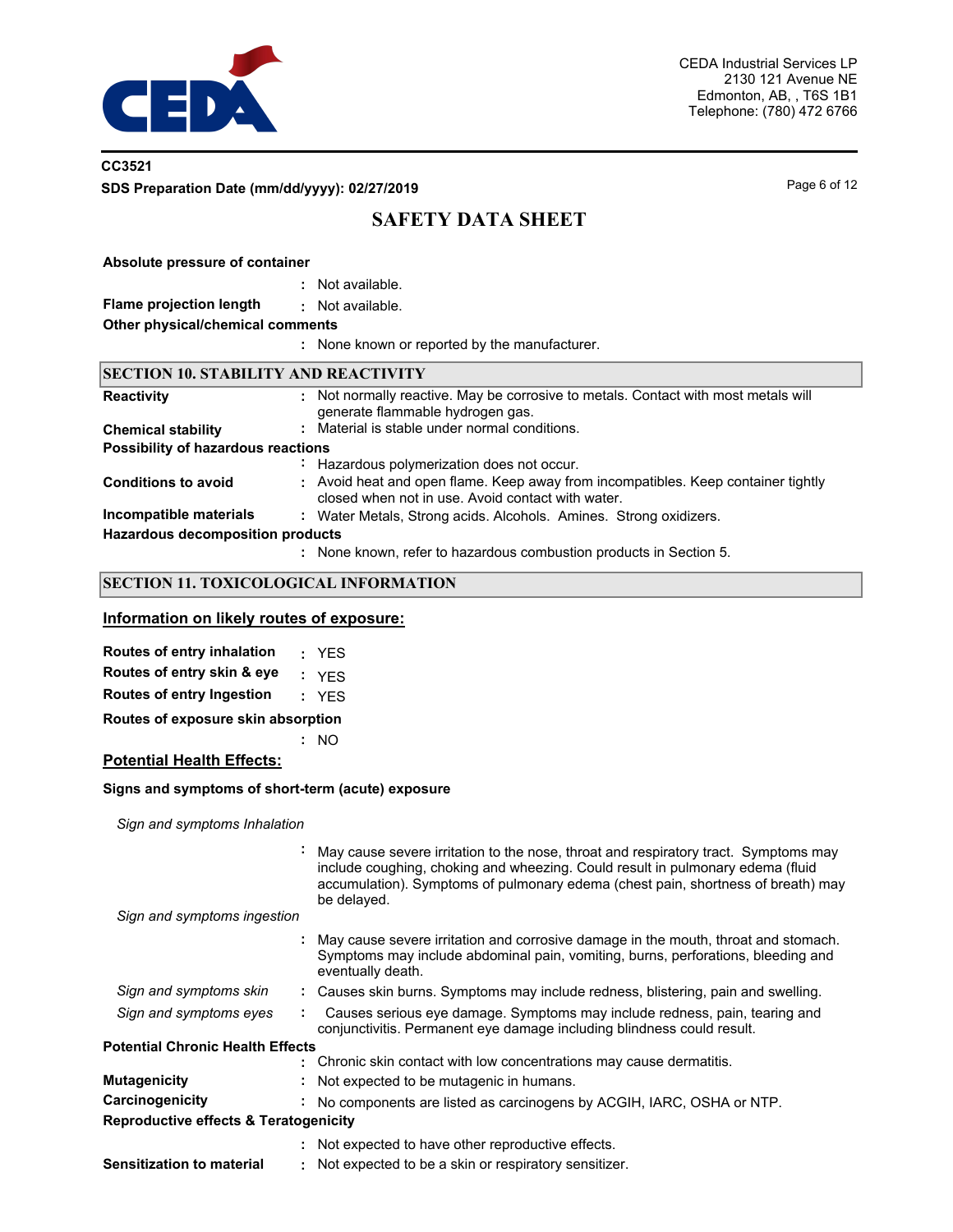**Absolute pressure of container**

: Not available.

**Flame projection length** : Not available.

**Other physical/chemical comments**

: None known or reported by the manufacturer.

## SECTION 10. STABILITY AND REACTIVITY

**Reactivity** : Not normally reactive. May be corrosive to metals. Contact with most metals will generate flammable hydrogen gas.

**Chemical stability** : Material is stable under normal conditions.

**Possibility of hazardous reactions**

: Hazardous polymerization does not occur.

**Conditions to avoid** : Avoid heat and open flame. Keep away from incompatibles. Keep container tightly closed when not in use. Avoid contact with water.

**Incompatible materials** : Water Metals, Strong acids. Alcohols. Amines. Strong oxidizers.

**Hazardous decomposition products**

: None known, refer to hazardous combustion products in Section 5.

## SECTION 11. TOXICOLOGICAL INFORMATION

### Information on likely routes of exposure:

**Routes of entry inhalation** : YES

**Routes of entry skin & eye** : YES

**Routes of entry Ingestion** : YES

**Routes of exposure skin absorption**

: NO

### Potential Health Effects:

**Signs and symptoms of short-term (acute) exposure**

*Sign and symptoms Inhalation*

: May cause severe irritation to the nose, throat and respiratory tract. Symptoms may include coughing, choking and wheezing. Could result in pulmonary edema (fluid accumulation). Symptoms of pulmonary edema (chest pain, shortness of breath) may be delayed.

*Sign and symptoms ingestion*

: May cause severe irritation and corrosive damage in the mouth, throat and stomach. Symptoms may include abdominal pain, vomiting, burns, perforations, bleeding and eventually death.

*Sign and symptoms skin* : Causes skin burns. Symptoms may include redness, blistering, pain and swelling.

*Sign and symptoms eyes* : Causes serious eye damage. Symptoms may include redness, pain, tearing and conjunctivitis. Permanent eye damage including blindness could result.

**Potential Chronic Health Effects**

: Chronic skin contact with low concentrations may cause dermatitis.

**Mutagenicity** : Not expected to be mutagenic in humans.

**Carcinogenicity** : No components are listed as carcinogens by ACGIH, IARC, OSHA or NTP.

**Reproductive effects & Teratogenicity**

: Not expected to have other reproductive effects.

**Sensitization to material** : Not expected to be a skin or respiratory sensitizer.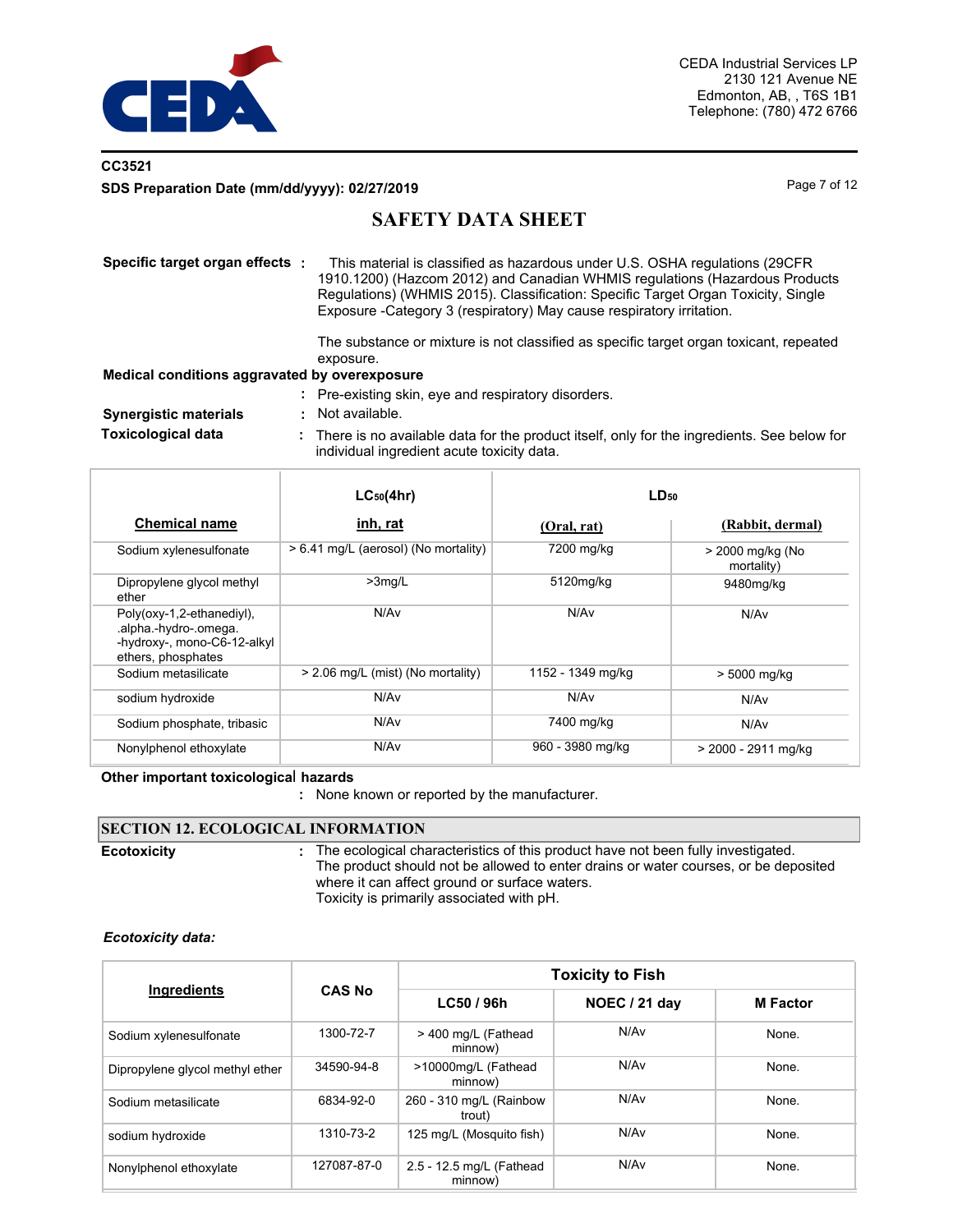CEDA Industrial Services LP
2130 121 Avenue NE
Edmonton, AB, , T6S 1B1
Telephone: (780) 472 6766

**CC3521**

**SDS Preparation Date (mm/dd/yyyy): 02/27/2019**

# SAFETY DATA SHEET

**Specific target organ effects** : This material is classified as hazardous under U.S. OSHA regulations (29CFR 1910.1200) (Hazcom 2012) and Canadian WHMIS regulations (Hazardous Products Regulations) (WHMIS 2015). Classification: Specific Target Organ Toxicity, Single Exposure -Category 3 (respiratory) May cause respiratory irritation.

The substance or mixture is not classified as specific target organ toxicant, repeated exposure.

**Medical conditions aggravated by overexposure**

: Pre-existing skin, eye and respiratory disorders.

**Synergistic materials** : Not available.

**Toxicological data** : There is no available data for the product itself, only for the ingredients. See below for individual ingredient acute toxicity data.

| Chemical name | $LC_{50}$(4hr) inh, rat | $LD_{50}$ (Oral, rat) | $LD_{50}$ (Rabbit, dermal) |
|---|---|---|---|
| Sodium xylenesulfonate | > 6.41 mg/L (aerosol) (No mortality) | 7200 mg/kg | > 2000 mg/kg (No mortality) |
| Dipropylene glycol methyl ether | >3mg/L | 5120mg/kg | 9480mg/kg |
| Poly(oxy-1,2-ethanediyl), .alpha.-hydro-.omega. -hydroxy-, mono-C6-12-alkyl ethers, phosphates | N/Av | N/Av | N/Av |
| Sodium metasilicate | > 2.06 mg/L (mist) (No mortality) | 1152 - 1349 mg/kg | > 5000 mg/kg |
| sodium hydroxide | N/Av | N/Av | N/Av |
| Sodium phosphate, tribasic | N/Av | 7400 mg/kg | N/Av |
| Nonylphenol ethoxylate | N/Av | 960 - 3980 mg/kg | > 2000 - 2911 mg/kg |

**Other important toxicological hazards**

: None known or reported by the manufacturer.

## SECTION 12. ECOLOGICAL INFORMATION

**Ecotoxicity** : The ecological characteristics of this product have not been fully investigated. The product should not be allowed to enter drains or water courses, or be deposited where it can affect ground or surface waters.
Toxicity is primarily associated with pH.

***Ecotoxicity data:***

| Ingredients | CAS No | Toxicity to Fish | | |
|---|---|---|---|---|
| | | LC50 / 96h | NOEC / 21 day | M Factor |
| Sodium xylenesulfonate | 1300-72-7 | > 400 mg/L (Fathead minnow) | N/Av | None. |
| Dipropylene glycol methyl ether | 34590-94-8 | >10000mg/L (Fathead minnow) | N/Av | None. |
| Sodium metasilicate | 6834-92-0 | 260 - 310 mg/L (Rainbow trout) | N/Av | None. |
| sodium hydroxide | 1310-73-2 | 125 mg/L (Mosquito fish) | N/Av | None. |
| Nonylphenol ethoxylate | 127087-87-0 | 2.5 - 12.5 mg/L (Fathead minnow) | N/Av | None. |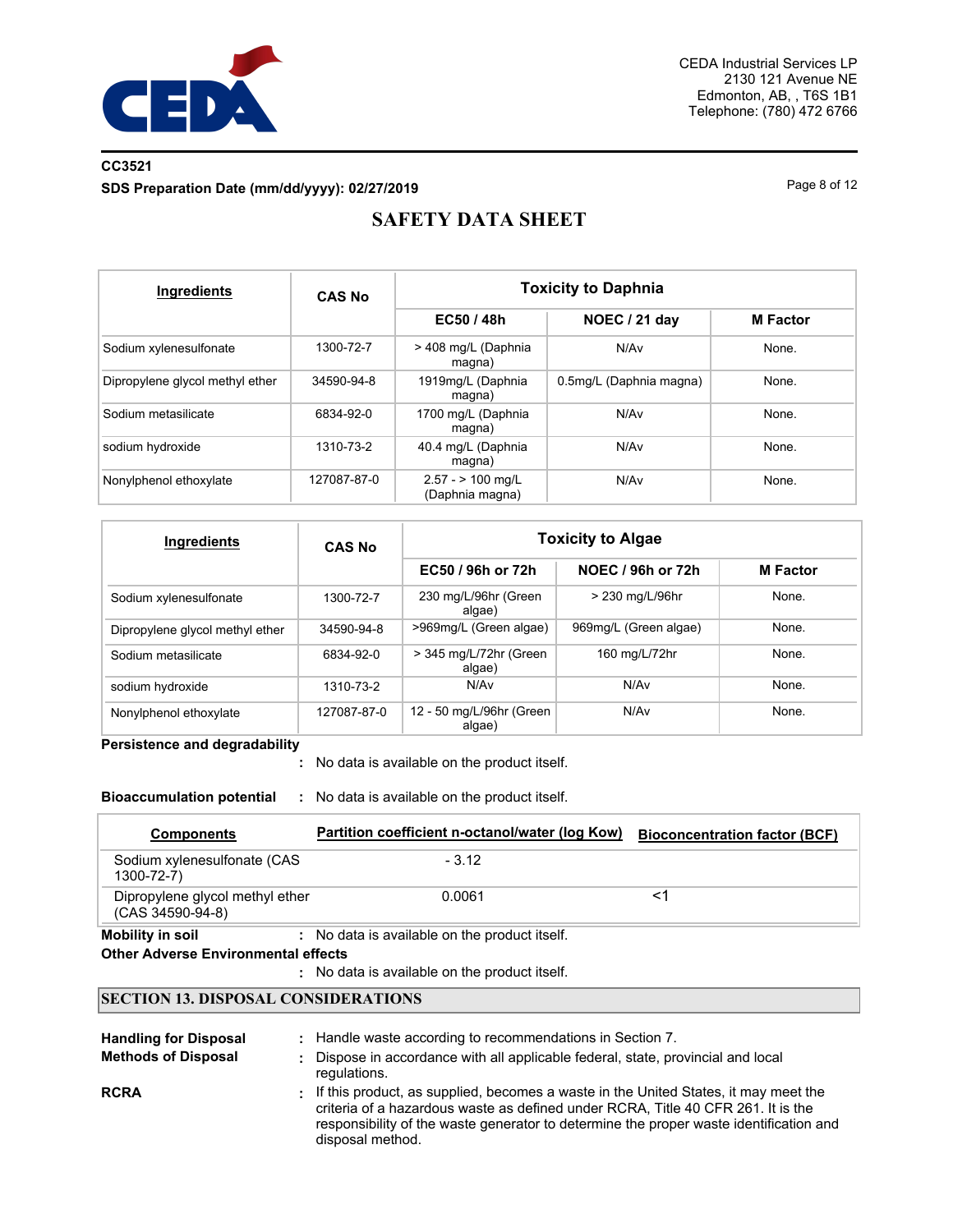CC3521

**SDS Preparation Date (mm/dd/yyyy): 02/27/2019**

# SAFETY DATA SHEET

| Ingredients | CAS No | Toxicity to Daphnia | | |
|---|---|---|---|---|
| | | EC50 / 48h | NOEC / 21 day | M Factor |
| Sodium xylenesulfonate | 1300-72-7 | > 408 mg/L (Daphnia magna) | N/Av | None. |
| Dipropylene glycol methyl ether | 34590-94-8 | 1919mg/L (Daphnia magna) | 0.5mg/L (Daphnia magna) | None. |
| Sodium metasilicate | 6834-92-0 | 1700 mg/L (Daphnia magna) | N/Av | None. |
| sodium hydroxide | 1310-73-2 | 40.4 mg/L (Daphnia magna) | N/Av | None. |
| Nonylphenol ethoxylate | 127087-87-0 | 2.57 - > 100 mg/L (Daphnia magna) | N/Av | None. |

| Ingredients | CAS No | Toxicity to Algae | | |
|---|---|---|---|---|
| | | EC50 / 96h or 72h | NOEC / 96h or 72h | M Factor |
| Sodium xylenesulfonate | 1300-72-7 | 230 mg/L/96hr (Green algae) | > 230 mg/L/96hr | None. |
| Dipropylene glycol methyl ether | 34590-94-8 | >969mg/L (Green algae) | 969mg/L (Green algae) | None. |
| Sodium metasilicate | 6834-92-0 | > 345 mg/L/72hr (Green algae) | 160 mg/L/72hr | None. |
| sodium hydroxide | 1310-73-2 | N/Av | N/Av | None. |
| Nonylphenol ethoxylate | 127087-87-0 | 12 - 50 mg/L/96hr (Green algae) | N/Av | None. |

**Persistence and degradability**
: No data is available on the product itself.

**Bioaccumulation potential** : No data is available on the product itself.

| Components | Partition coefficient n-octanol/water (log Kow) | Bioconcentration factor (BCF) |
|---|---|---|
| Sodium xylenesulfonate (CAS 1300-72-7) | - 3.12 | |
| Dipropylene glycol methyl ether (CAS 34590-94-8) | 0.0061 | <1 |

**Mobility in soil** : No data is available on the product itself.

**Other Adverse Environmental effects**
: No data is available on the product itself.

## SECTION 13. DISPOSAL CONSIDERATIONS

**Handling for Disposal** : Handle waste according to recommendations in Section 7.

**Methods of Disposal** : Dispose in accordance with all applicable federal, state, provincial and local regulations.

**RCRA** : If this product, as supplied, becomes a waste in the United States, it may meet the criteria of a hazardous waste as defined under RCRA, Title 40 CFR 261. It is the responsibility of the waste generator to determine the proper waste identification and disposal method.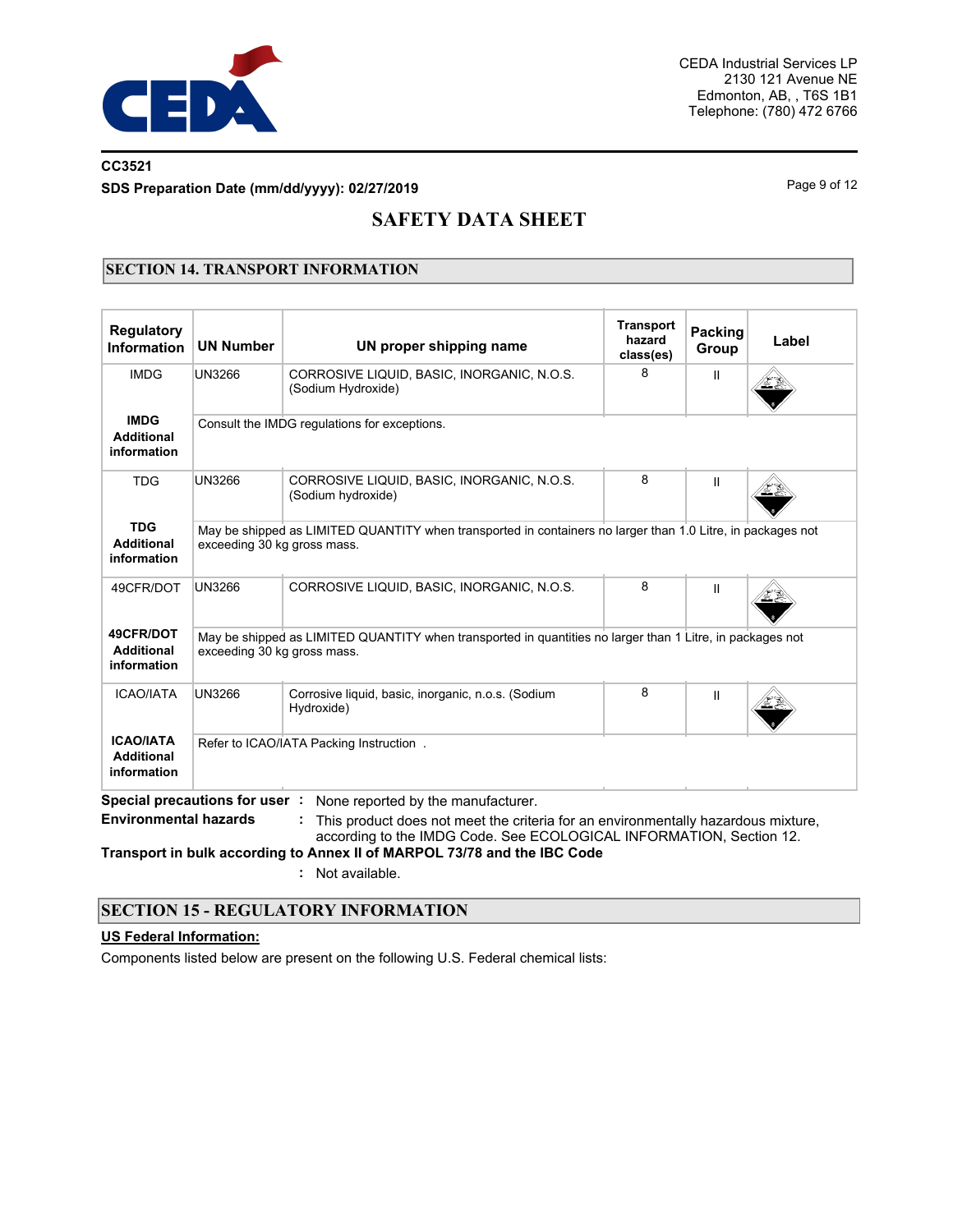CC3521

**SDS Preparation Date (mm/dd/yyyy): 02/27/2019**

# SAFETY DATA SHEET

## SECTION 14. TRANSPORT INFORMATION

| Regulatory Information | UN Number | UN proper shipping name | Transport hazard class(es) | Packing Group | Label |
|---|---|---|---|---|---|
| IMDG | UN3266 | CORROSIVE LIQUID, BASIC, INORGANIC, N.O.S. (Sodium Hydroxide) | 8 | II | |
| **IMDG Additional information** | Consult the IMDG regulations for exceptions. | | | | |
| TDG | UN3266 | CORROSIVE LIQUID, BASIC, INORGANIC, N.O.S. (Sodium hydroxide) | 8 | II | |
| **TDG Additional information** | May be shipped as LIMITED QUANTITY when transported in containers no larger than 1.0 Litre, in packages not exceeding 30 kg gross mass. | | | | |
| 49CFR/DOT | UN3266 | CORROSIVE LIQUID, BASIC, INORGANIC, N.O.S. | 8 | II | |
| **49CFR/DOT Additional information** | May be shipped as LIMITED QUANTITY when transported in quantities no larger than 1 Litre, in packages not exceeding 30 kg gross mass. | | | | |
| ICAO/IATA | UN3266 | Corrosive liquid, basic, inorganic, n.o.s. (Sodium Hydroxide) | 8 | II | |
| **ICAO/IATA Additional information** | Refer to ICAO/IATA Packing Instruction . | | | | |

**Special precautions for user** : None reported by the manufacturer.

**Environmental hazards** : This product does not meet the criteria for an environmentally hazardous mixture, according to the IMDG Code. See ECOLOGICAL INFORMATION, Section 12.

**Transport in bulk according to Annex II of MARPOL 73/78 and the IBC Code**

: Not available.

## SECTION 15 - REGULATORY INFORMATION

**US Federal Information:**

Components listed below are present on the following U.S. Federal chemical lists: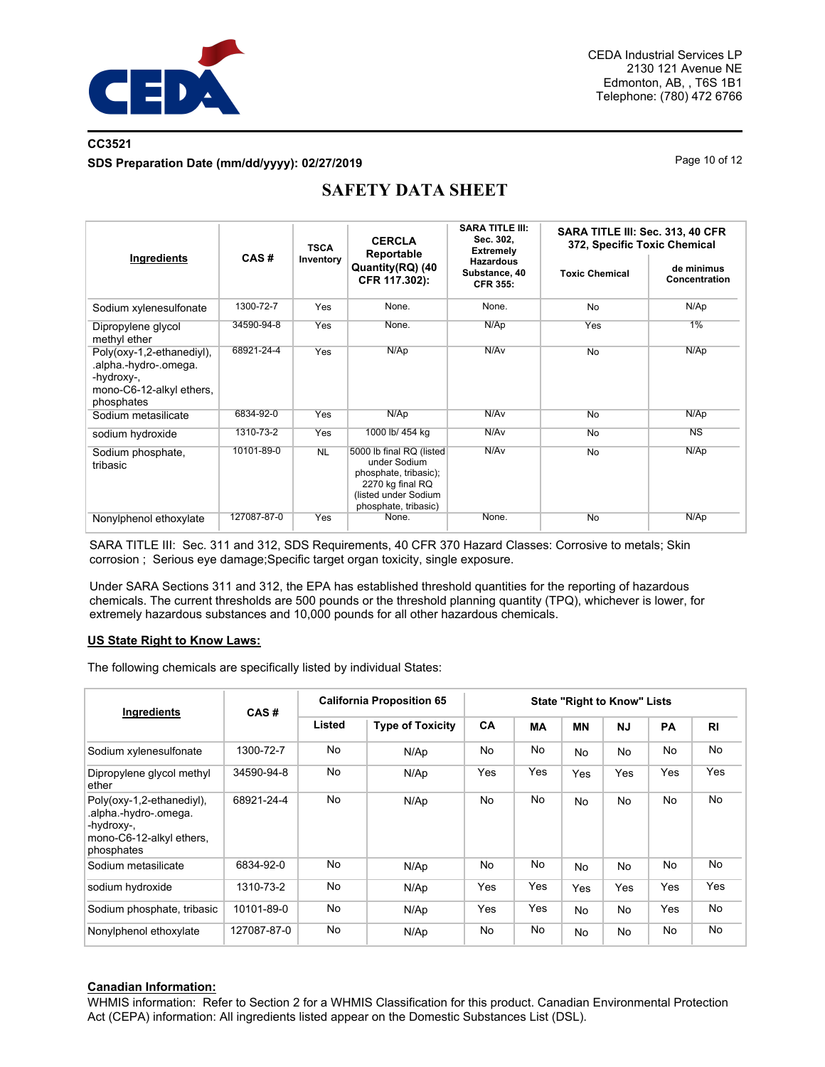CC3521

**SDS Preparation Date (mm/dd/yyyy): 02/27/2019**

# SAFETY DATA SHEET

| Ingredients | CAS # | TSCA Inventory | CERCLA Reportable Quantity(RQ) (40 CFR 117.302): | SARA TITLE III: Sec. 302, Extremely Hazardous Substance, 40 CFR 355: | SARA TITLE III: Sec. 313, 40 CFR 372, Specific Toxic Chemical | |
|---|---|---|---|---|---|---|
| | | | | | Toxic Chemical | de minimus Concentration |
| Sodium xylenesulfonate | 1300-72-7 | Yes | None. | None. | No | N/Ap |
| Dipropylene glycol methyl ether | 34590-94-8 | Yes | None. | N/Ap | Yes | 1% |
| Poly(oxy-1,2-ethanediyl), .alpha.-hydro-.omega.-hydroxy-, mono-C6-12-alkyl ethers, phosphates | 68921-24-4 | Yes | N/Ap | N/Av | No | N/Ap |
| Sodium metasilicate | 6834-92-0 | Yes | N/Ap | N/Av | No | N/Ap |
| sodium hydroxide | 1310-73-2 | Yes | 1000 lb/ 454 kg | N/Av | No | NS |
| Sodium phosphate, tribasic | 10101-89-0 | NL | 5000 lb final RQ (listed under Sodium phosphate, tribasic); 2270 kg final RQ (listed under Sodium phosphate, tribasic) | N/Av | No | N/Ap |
| Nonylphenol ethoxylate | 127087-87-0 | Yes | None. | None. | No | N/Ap |

SARA TITLE III: Sec. 311 and 312, SDS Requirements, 40 CFR 370 Hazard Classes: Corrosive to metals; Skin corrosion ; Serious eye damage;Specific target organ toxicity, single exposure.

Under SARA Sections 311 and 312, the EPA has established threshold quantities for the reporting of hazardous chemicals. The current thresholds are 500 pounds or the threshold planning quantity (TPQ), whichever is lower, for extremely hazardous substances and 10,000 pounds for all other hazardous chemicals.

**US State Right to Know Laws:**

The following chemicals are specifically listed by individual States:

| Ingredients | CAS # | California Proposition 65 | | State "Right to Know" Lists | | | | | |
|---|---|---|---|---|---|---|---|---|---|
| | | Listed | Type of Toxicity | CA | MA | MN | NJ | PA | RI |
| Sodium xylenesulfonate | 1300-72-7 | No | N/Ap | No | No | No | No | No | No |
| Dipropylene glycol methyl ether | 34590-94-8 | No | N/Ap | Yes | Yes | Yes | Yes | Yes | Yes |
| Poly(oxy-1,2-ethanediyl), .alpha.-hydro-.omega.-hydroxy-, mono-C6-12-alkyl ethers, phosphates | 68921-24-4 | No | N/Ap | No | No | No | No | No | No |
| Sodium metasilicate | 6834-92-0 | No | N/Ap | No | No | No | No | No | No |
| sodium hydroxide | 1310-73-2 | No | N/Ap | Yes | Yes | Yes | Yes | Yes | Yes |
| Sodium phosphate, tribasic | 10101-89-0 | No | N/Ap | Yes | Yes | No | No | Yes | No |
| Nonylphenol ethoxylate | 127087-87-0 | No | N/Ap | No | No | No | No | No | No |

**Canadian Information:**

WHMIS information: Refer to Section 2 for a WHMIS Classification for this product. Canadian Environmental Protection Act (CEPA) information: All ingredients listed appear on the Domestic Substances List (DSL).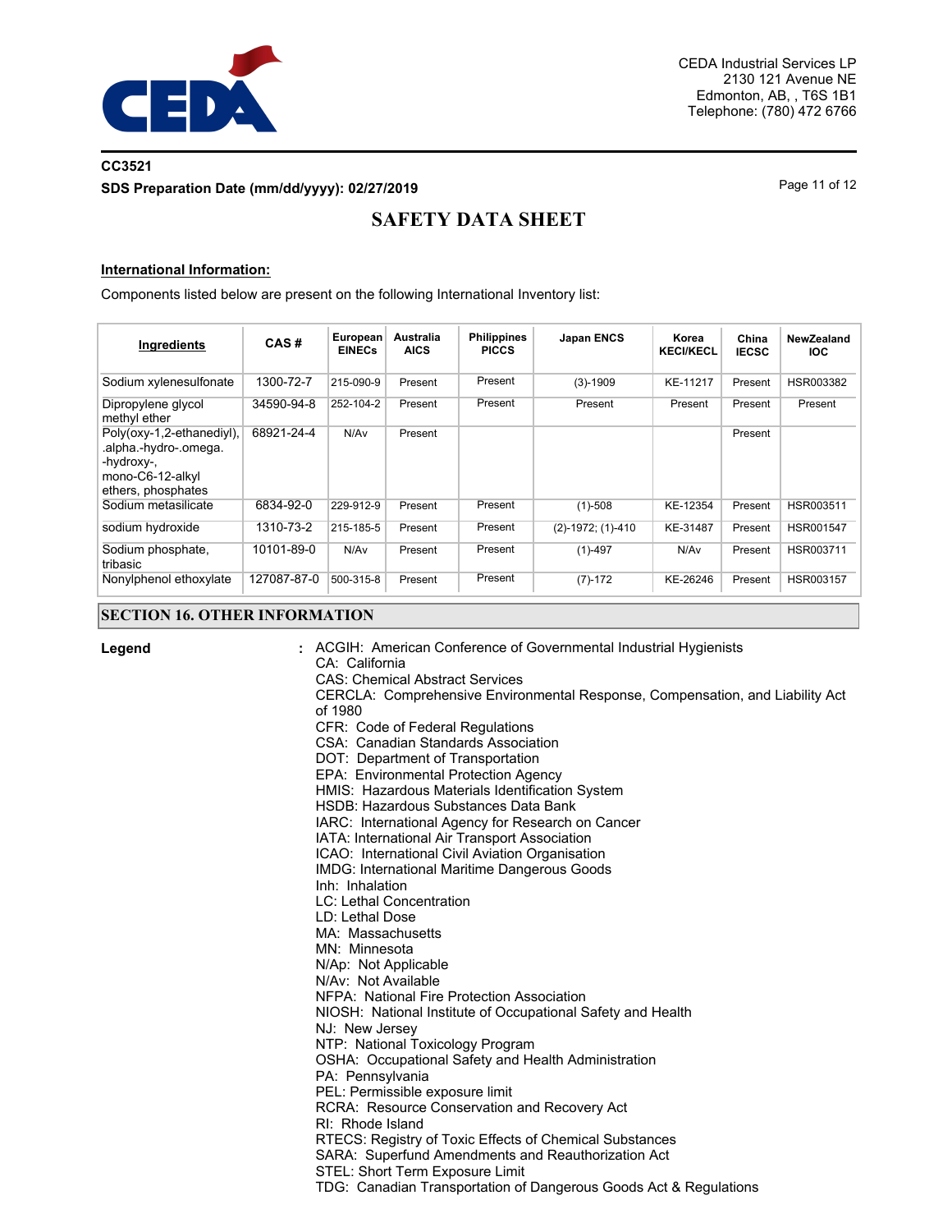CC3521

**SDS Preparation Date (mm/dd/yyyy): 02/27/2019**

# SAFETY DATA SHEET

**International Information:**

Components listed below are present on the following International Inventory list:

| Ingredients | CAS # | European EINECs | Australia AICS | Philippines PICCS | Japan ENCS | Korea KECI/KECL | China IECSC | NewZealand IOC |
|---|---|---|---|---|---|---|---|---|
| Sodium xylenesulfonate | 1300-72-7 | 215-090-9 | Present | Present | (3)-1909 | KE-11217 | Present | HSR003382 |
| Dipropylene glycol methyl ether | 34590-94-8 | 252-104-2 | Present | Present | Present | Present | Present | Present |
| Poly(oxy-1,2-ethanediyl), .alpha.-hydro-.omega. -hydroxy-, mono-C6-12-alkyl ethers, phosphates | 68921-24-4 | N/Av | Present | | | | Present | |
| Sodium metasilicate | 6834-92-0 | 229-912-9 | Present | Present | (1)-508 | KE-12354 | Present | HSR003511 |
| sodium hydroxide | 1310-73-2 | 215-185-5 | Present | Present | (2)-1972; (1)-410 | KE-31487 | Present | HSR001547 |
| Sodium phosphate, tribasic | 10101-89-0 | N/Av | Present | Present | (1)-497 | N/Av | Present | HSR003711 |
| Nonylphenol ethoxylate | 127087-87-0 | 500-315-8 | Present | Present | (7)-172 | KE-26246 | Present | HSR003157 |

## SECTION 16. OTHER INFORMATION

**Legend** :
ACGIH: American Conference of Governmental Industrial Hygienists
CA: California
CAS: Chemical Abstract Services
CERCLA: Comprehensive Environmental Response, Compensation, and Liability Act of 1980
CFR: Code of Federal Regulations
CSA: Canadian Standards Association
DOT: Department of Transportation
EPA: Environmental Protection Agency
HMIS: Hazardous Materials Identification System
HSDB: Hazardous Substances Data Bank
IARC: International Agency for Research on Cancer
IATA: International Air Transport Association
ICAO: International Civil Aviation Organisation
IMDG: International Maritime Dangerous Goods
Inh: Inhalation
LC: Lethal Concentration
LD: Lethal Dose
MA: Massachusetts
MN: Minnesota
N/Ap: Not Applicable
N/Av: Not Available
NFPA: National Fire Protection Association
NIOSH: National Institute of Occupational Safety and Health
NJ: New Jersey
NTP: National Toxicology Program
OSHA: Occupational Safety and Health Administration
PA: Pennsylvania
PEL: Permissible exposure limit
RCRA: Resource Conservation and Recovery Act
RI: Rhode Island
RTECS: Registry of Toxic Effects of Chemical Substances
SARA: Superfund Amendments and Reauthorization Act
STEL: Short Term Exposure Limit
TDG: Canadian Transportation of Dangerous Goods Act & Regulations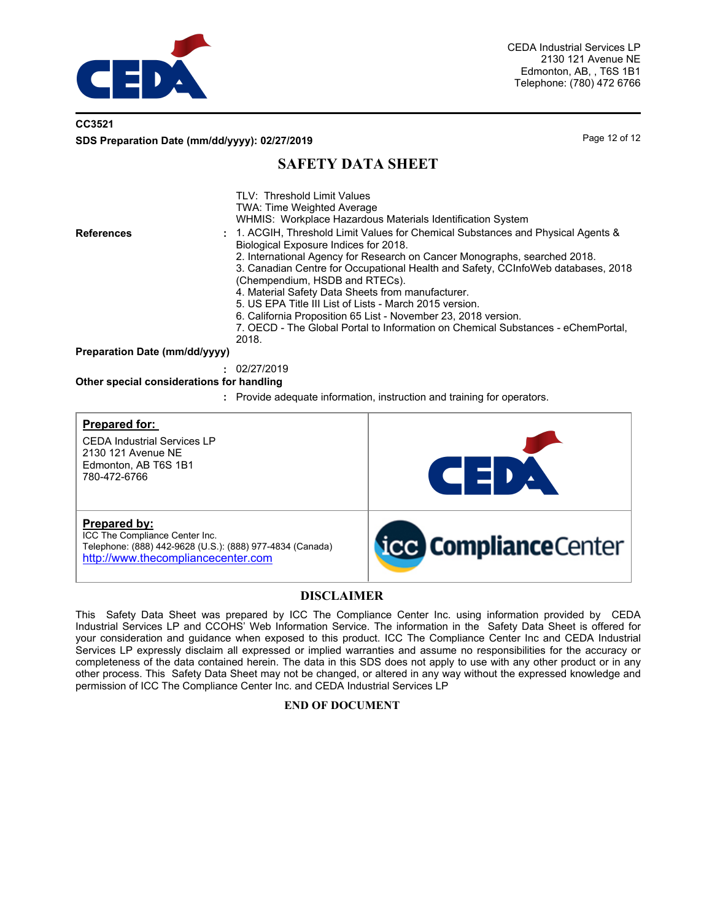## SAFETY DATA SHEET

TLV: Threshold Limit Values
TWA: Time Weighted Average
WHMIS: Workplace Hazardous Materials Identification System

**References** : 1. ACGIH, Threshold Limit Values for Chemical Substances and Physical Agents & Biological Exposure Indices for 2018.
2. International Agency for Research on Cancer Monographs, searched 2018.
3. Canadian Centre for Occupational Health and Safety, CCInfoWeb databases, 2018 (Chempendium, HSDB and RTECs).
4. Material Safety Data Sheets from manufacturer.
5. US EPA Title III List of Lists - March 2015 version.
6. California Proposition 65 List - November 23, 2018 version.
7. OECD - The Global Portal to Information on Chemical Substances - eChemPortal, 2018.

**Preparation Date (mm/dd/yyyy)**

: 02/27/2019

**Other special considerations for handling**

: Provide adequate information, instruction and training for operators.

| | |
|---|---|
| **Prepared for:**<br>CEDA Industrial Services LP<br>2130 121 Avenue NE<br>Edmonton, AB T6S 1B1<br>780-472-6766 | CEDA |
| **Prepared by:**<br>ICC The Compliance Center Inc.<br>Telephone: (888) 442-9628 (U.S.): (888) 977-4834 (Canada)<br>http://www.thecompliancecenter.com | icc ComplianceCenter |

## DISCLAIMER

This Safety Data Sheet was prepared by ICC The Compliance Center Inc. using information provided by CEDA Industrial Services LP and CCOHS' Web Information Service. The information in the Safety Data Sheet is offered for your consideration and guidance when exposed to this product. ICC The Compliance Center Inc and CEDA Industrial Services LP expressly disclaim all expressed or implied warranties and assume no responsibilities for the accuracy or completeness of the data contained herein. The data in this SDS does not apply to use with any other product or in any other process. This Safety Data Sheet may not be changed, or altered in any way without the expressed knowledge and permission of ICC The Compliance Center Inc. and CEDA Industrial Services LP

**END OF DOCUMENT**